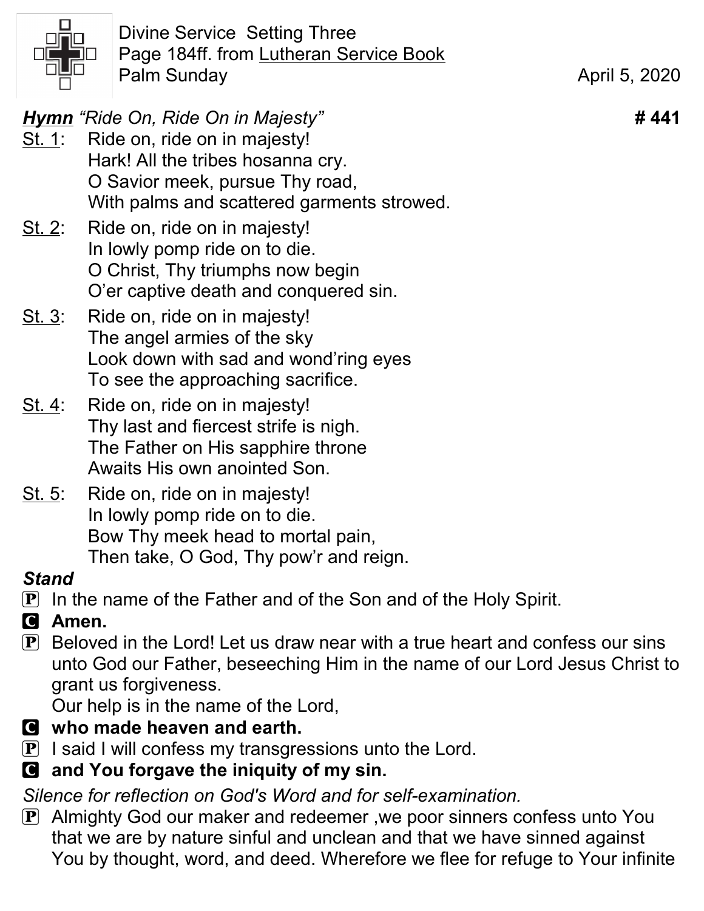Divine Service Setting Three
Page 184ff. from Lutheran Service Book
Palm Sunday April 5, 2020

***Hymn*** *"Ride On, Ride On in Majesty"* **# 441**

St. 1: Ride on, ride on in majesty!
Hark! All the tribes hosanna cry.
O Savior meek, pursue Thy road,
With palms and scattered garments strowed.

St. 2: Ride on, ride on in majesty!
In lowly pomp ride on to die.
O Christ, Thy triumphs now begin
O'er captive death and conquered sin.

St. 3: Ride on, ride on in majesty!
The angel armies of the sky
Look down with sad and wond'ring eyes
To see the approaching sacrifice.

St. 4: Ride on, ride on in majesty!
Thy last and fiercest strife is nigh.
The Father on His sapphire throne
Awaits His own anointed Son.

St. 5: Ride on, ride on in majesty!
In lowly pomp ride on to die.
Bow Thy meek head to mortal pain,
Then take, O God, Thy pow'r and reign.

***Stand***

P In the name of the Father and of the Son and of the Holy Spirit.

C **Amen.**

P Beloved in the Lord! Let us draw near with a true heart and confess our sins unto God our Father, beseeching Him in the name of our Lord Jesus Christ to grant us forgiveness.
Our help is in the name of the Lord,

C **who made heaven and earth.**

P I said I will confess my transgressions unto the Lord.

C **and You forgave the iniquity of my sin.**

*Silence for reflection on God's Word and for self-examination.*

P Almighty God our maker and redeemer ,we poor sinners confess unto You that we are by nature sinful and unclean and that we have sinned against You by thought, word, and deed. Wherefore we flee for refuge to Your infinite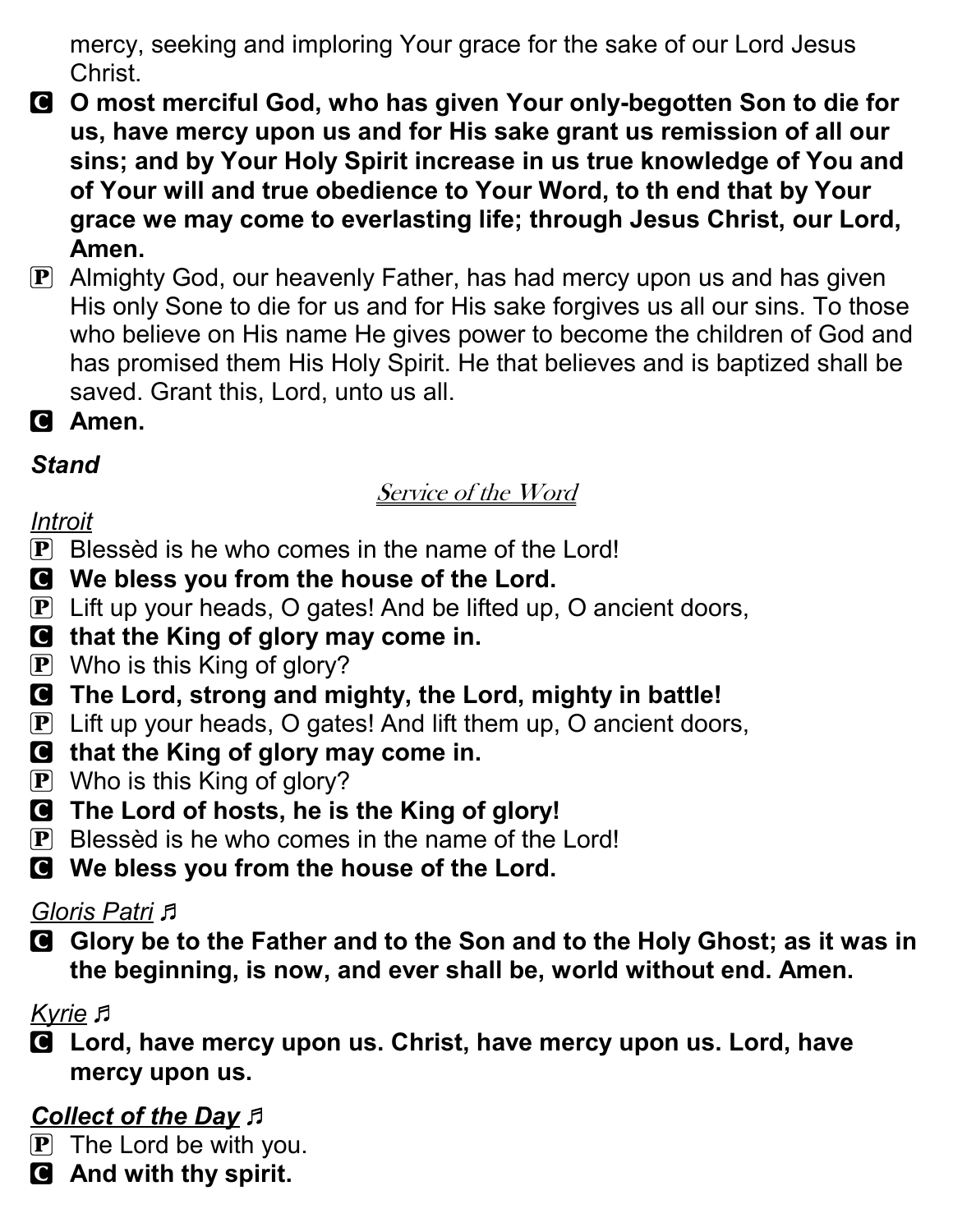mercy, seeking and imploring Your grace for the sake of our Lord Jesus Christ.

**C** **O most merciful God, who has given Your only-begotten Son to die for us, have mercy upon us and for His sake grant us remission of all our sins; and by Your Holy Spirit increase in us true knowledge of You and of Your will and true obedience to Your Word, to th end that by Your grace we may come to everlasting life; through Jesus Christ, our Lord, Amen.**

**P** Almighty God, our heavenly Father, has had mercy upon us and has given His only Sone to die for us and for His sake forgives us all our sins. To those who believe on His name He gives power to become the children of God and has promised them His Holy Spirit. He that believes and is baptized shall be saved. Grant this, Lord, unto us all.

**C** **Amen.**

***Stand***

## Service of the Word

*Introit*

**P** Blessèd is he who comes in the name of the Lord!

**C** **We bless you from the house of the Lord.**

**P** Lift up your heads, O gates! And be lifted up, O ancient doors,

**C** **that the King of glory may come in.**

**P** Who is this King of glory?

**C** **The Lord, strong and mighty, the Lord, mighty in battle!**

**P** Lift up your heads, O gates! And lift them up, O ancient doors,

**C** **that the King of glory may come in.**

**P** Who is this King of glory?

**C** **The Lord of hosts, he is the King of glory!**

**P** Blessèd is he who comes in the name of the Lord!

**C** **We bless you from the house of the Lord.**

*Gloris Patri* ♬

**C** **Glory be to the Father and to the Son and to the Holy Ghost; as it was in the beginning, is now, and ever shall be, world without end. Amen.**

*Kyrie* ♬

**C** **Lord, have mercy upon us. Christ, have mercy upon us. Lord, have mercy upon us.**

***Collect of the Day*** ♬

**P** The Lord be with you.

**C** **And with thy spirit.**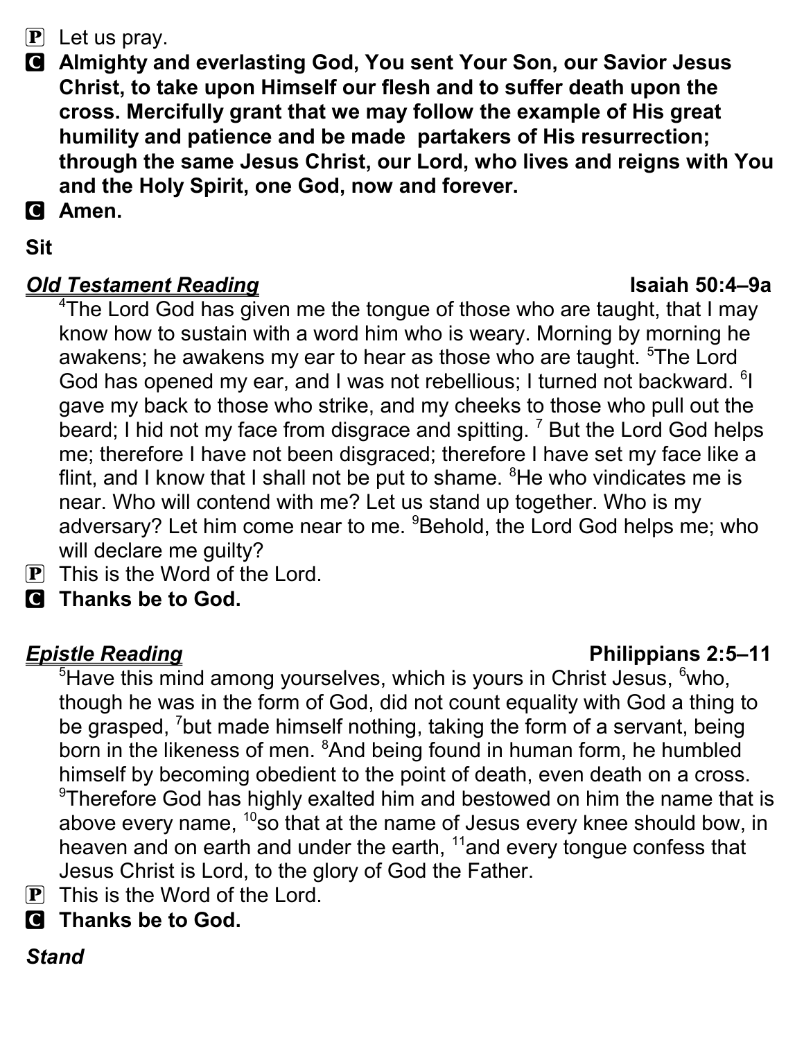**P** Let us pray.

**C** **Almighty and everlasting God, You sent Your Son, our Savior Jesus Christ, to take upon Himself our flesh and to suffer death upon the cross. Mercifully grant that we may follow the example of His great humility and patience and be made partakers of His resurrection; through the same Jesus Christ, our Lord, who lives and reigns with You and the Holy Spirit, one God, now and forever.**

**C** **Amen.**

**Sit**

***Old Testament Reading*** **Isaiah 50:4–9a**

[4]The Lord God has given me the tongue of those who are taught, that I may know how to sustain with a word him who is weary. Morning by morning he awakens; he awakens my ear to hear as those who are taught. [5]The Lord God has opened my ear, and I was not rebellious; I turned not backward. [6]I gave my back to those who strike, and my cheeks to those who pull out the beard; I hid not my face from disgrace and spitting. [7] But the Lord God helps me; therefore I have not been disgraced; therefore I have set my face like a flint, and I know that I shall not be put to shame. [8]He who vindicates me is near. Who will contend with me? Let us stand up together. Who is my adversary? Let him come near to me. [9]Behold, the Lord God helps me; who will declare me guilty?

**P** This is the Word of the Lord.

**C** **Thanks be to God.**

***Epistle Reading*** **Philippians 2:5–11**

[5]Have this mind among yourselves, which is yours in Christ Jesus, [6]who, though he was in the form of God, did not count equality with God a thing to be grasped, [7]but made himself nothing, taking the form of a servant, being born in the likeness of men. [8]And being found in human form, he humbled himself by becoming obedient to the point of death, even death on a cross. [9]Therefore God has highly exalted him and bestowed on him the name that is above every name, [10]so that at the name of Jesus every knee should bow, in heaven and on earth and under the earth, [11]and every tongue confess that Jesus Christ is Lord, to the glory of God the Father.

**P** This is the Word of the Lord.

**C** **Thanks be to God.**

***Stand***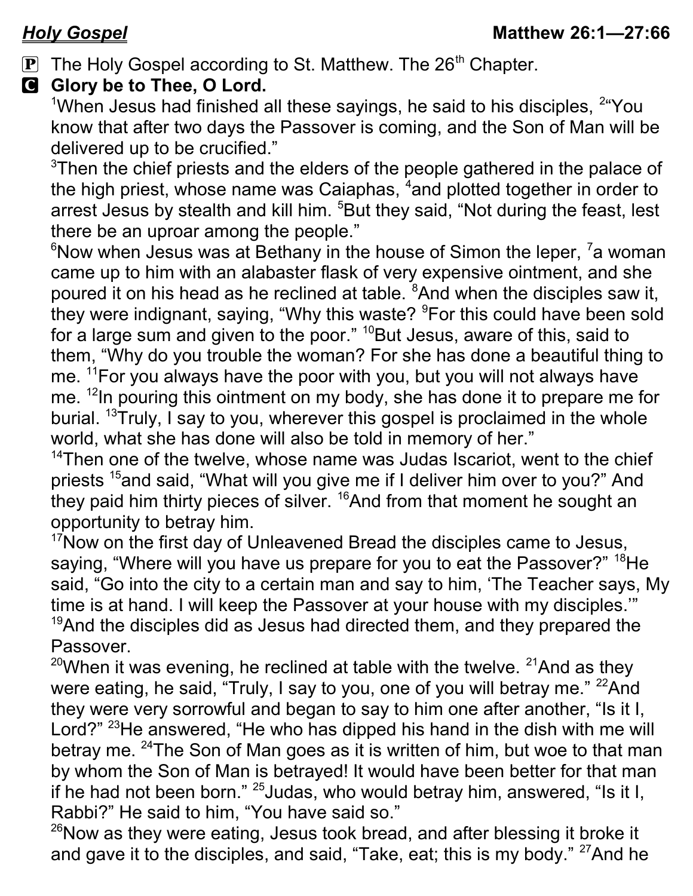***Holy Gospel*** **Matthew 26:1—27:66**

P The Holy Gospel according to St. Matthew. The 26th Chapter.

**C Glory be to Thee, O Lord.**

[1]When Jesus had finished all these sayings, he said to his disciples, [2]"You know that after two days the Passover is coming, and the Son of Man will be delivered up to be crucified."

[3]Then the chief priests and the elders of the people gathered in the palace of the high priest, whose name was Caiaphas, [4]and plotted together in order to arrest Jesus by stealth and kill him. [5]But they said, "Not during the feast, lest there be an uproar among the people."

[6]Now when Jesus was at Bethany in the house of Simon the leper, [7]a woman came up to him with an alabaster flask of very expensive ointment, and she poured it on his head as he reclined at table. [8]And when the disciples saw it, they were indignant, saying, "Why this waste? [9]For this could have been sold for a large sum and given to the poor." [10]But Jesus, aware of this, said to them, "Why do you trouble the woman? For she has done a beautiful thing to me. [11]For you always have the poor with you, but you will not always have me. [12]In pouring this ointment on my body, she has done it to prepare me for burial. [13]Truly, I say to you, wherever this gospel is proclaimed in the whole world, what she has done will also be told in memory of her."

[14]Then one of the twelve, whose name was Judas Iscariot, went to the chief priests [15]and said, "What will you give me if I deliver him over to you?" And they paid him thirty pieces of silver. [16]And from that moment he sought an opportunity to betray him.

[17]Now on the first day of Unleavened Bread the disciples came to Jesus, saying, "Where will you have us prepare for you to eat the Passover?" [18]He said, "Go into the city to a certain man and say to him, 'The Teacher says, My time is at hand. I will keep the Passover at your house with my disciples.'"

[19]And the disciples did as Jesus had directed them, and they prepared the Passover.

[20]When it was evening, he reclined at table with the twelve. [21]And as they were eating, he said, "Truly, I say to you, one of you will betray me." [22]And they were very sorrowful and began to say to him one after another, "Is it I, Lord?" [23]He answered, "He who has dipped his hand in the dish with me will betray me. [24]The Son of Man goes as it is written of him, but woe to that man by whom the Son of Man is betrayed! It would have been better for that man if he had not been born." [25]Judas, who would betray him, answered, "Is it I, Rabbi?" He said to him, "You have said so."

[26]Now as they were eating, Jesus took bread, and after blessing it broke it and gave it to the disciples, and said, "Take, eat; this is my body." [27]And he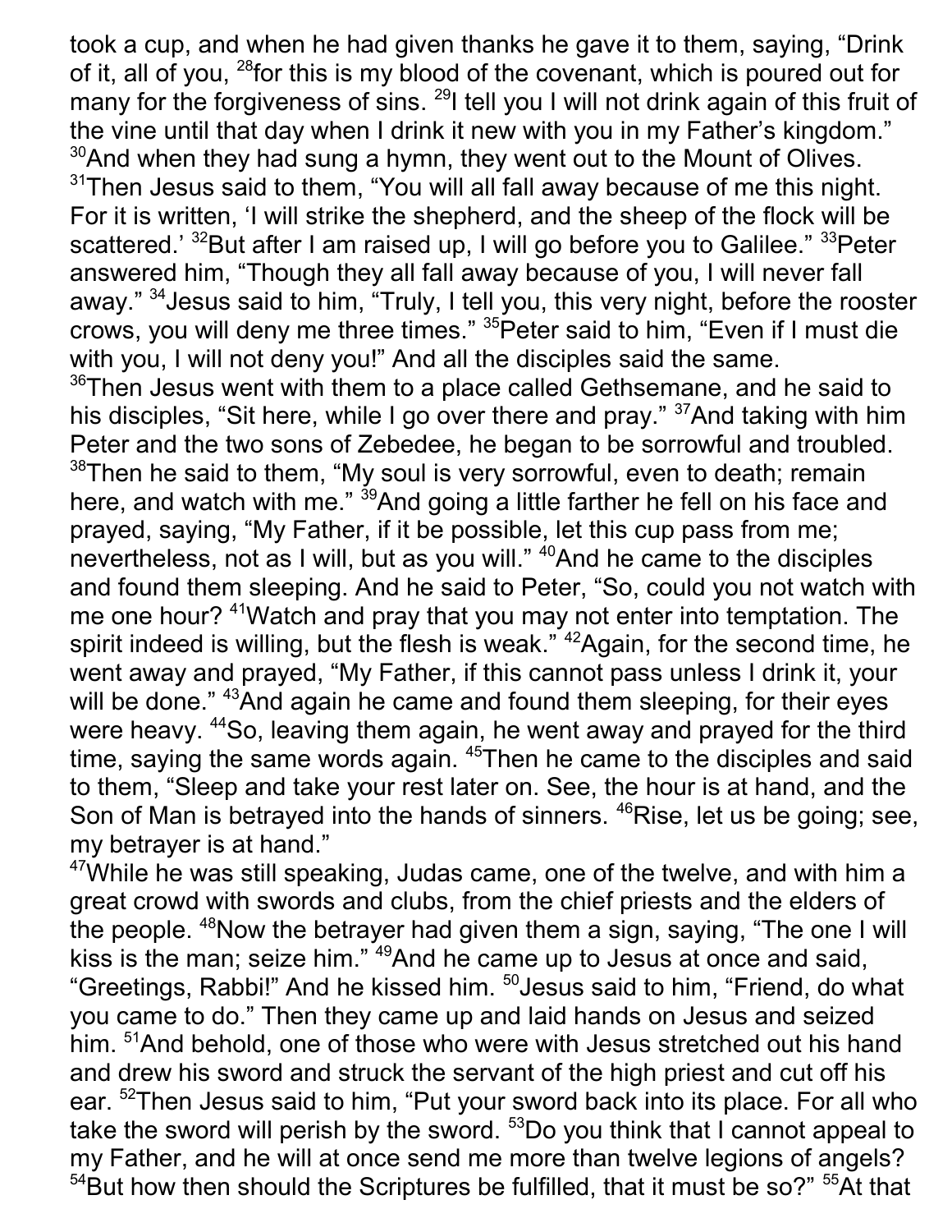took a cup, and when he had given thanks he gave it to them, saying, "Drink of it, all of you, [28]for this is my blood of the covenant, which is poured out for many for the forgiveness of sins. [29]I tell you I will not drink again of this fruit of the vine until that day when I drink it new with you in my Father's kingdom." [30]And when they had sung a hymn, they went out to the Mount of Olives.
[31]Then Jesus said to them, "You will all fall away because of me this night. For it is written, 'I will strike the shepherd, and the sheep of the flock will be scattered.' [32]But after I am raised up, I will go before you to Galilee." [33]Peter answered him, "Though they all fall away because of you, I will never fall away." [34]Jesus said to him, "Truly, I tell you, this very night, before the rooster crows, you will deny me three times." [35]Peter said to him, "Even if I must die with you, I will not deny you!" And all the disciples said the same.
[36]Then Jesus went with them to a place called Gethsemane, and he said to his disciples, "Sit here, while I go over there and pray." [37]And taking with him Peter and the two sons of Zebedee, he began to be sorrowful and troubled. [38]Then he said to them, "My soul is very sorrowful, even to death; remain here, and watch with me." [39]And going a little farther he fell on his face and prayed, saying, "My Father, if it be possible, let this cup pass from me; nevertheless, not as I will, but as you will." [40]And he came to the disciples and found them sleeping. And he said to Peter, "So, could you not watch with me one hour? [41]Watch and pray that you may not enter into temptation. The spirit indeed is willing, but the flesh is weak." [42]Again, for the second time, he went away and prayed, "My Father, if this cannot pass unless I drink it, your will be done." [43]And again he came and found them sleeping, for their eyes were heavy. [44]So, leaving them again, he went away and prayed for the third time, saying the same words again. [45]Then he came to the disciples and said to them, "Sleep and take your rest later on. See, the hour is at hand, and the Son of Man is betrayed into the hands of sinners. [46]Rise, let us be going; see, my betrayer is at hand."
[47]While he was still speaking, Judas came, one of the twelve, and with him a great crowd with swords and clubs, from the chief priests and the elders of the people. [48]Now the betrayer had given them a sign, saying, "The one I will kiss is the man; seize him." [49]And he came up to Jesus at once and said, "Greetings, Rabbi!" And he kissed him. [50]Jesus said to him, "Friend, do what you came to do." Then they came up and laid hands on Jesus and seized him. [51]And behold, one of those who were with Jesus stretched out his hand and drew his sword and struck the servant of the high priest and cut off his ear. [52]Then Jesus said to him, "Put your sword back into its place. For all who take the sword will perish by the sword. [53]Do you think that I cannot appeal to my Father, and he will at once send me more than twelve legions of angels? [54]But how then should the Scriptures be fulfilled, that it must be so?" [55]At that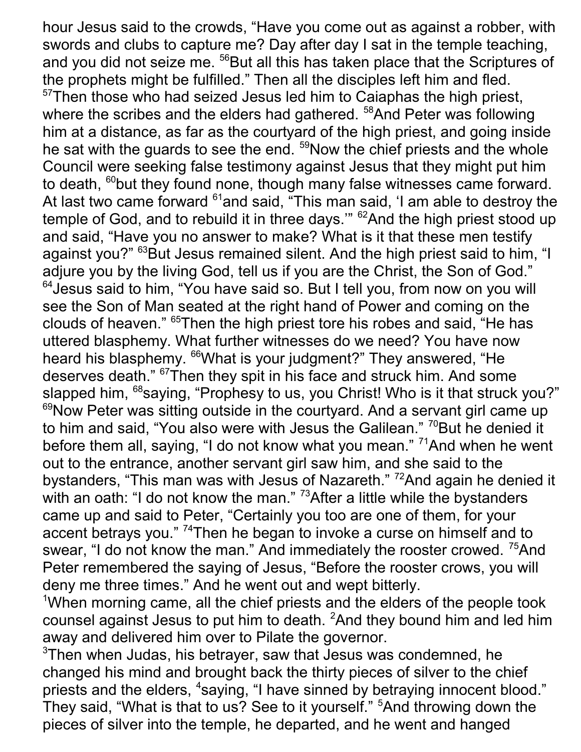hour Jesus said to the crowds, “Have you come out as against a robber, with swords and clubs to capture me? Day after day I sat in the temple teaching, and you did not seize me. [56]But all this has taken place that the Scriptures of the prophets might be fulfilled.” Then all the disciples left him and fled. [57]Then those who had seized Jesus led him to Caiaphas the high priest, where the scribes and the elders had gathered. [58]And Peter was following him at a distance, as far as the courtyard of the high priest, and going inside he sat with the guards to see the end. [59]Now the chief priests and the whole Council were seeking false testimony against Jesus that they might put him to death, [60]but they found none, though many false witnesses came forward. At last two came forward [61]and said, “This man said, ‘I am able to destroy the temple of God, and to rebuild it in three days.’” [62]And the high priest stood up and said, “Have you no answer to make? What is it that these men testify against you?” [63]But Jesus remained silent. And the high priest said to him, “I adjure you by the living God, tell us if you are the Christ, the Son of God.” [64]Jesus said to him, “You have said so. But I tell you, from now on you will see the Son of Man seated at the right hand of Power and coming on the clouds of heaven.” [65]Then the high priest tore his robes and said, “He has uttered blasphemy. What further witnesses do we need? You have now heard his blasphemy. [66]What is your judgment?” They answered, “He deserves death.” [67]Then they spit in his face and struck him. And some slapped him, [68]saying, “Prophesy to us, you Christ! Who is it that struck you?” [69]Now Peter was sitting outside in the courtyard. And a servant girl came up to him and said, “You also were with Jesus the Galilean.” [70]But he denied it before them all, saying, “I do not know what you mean.” [71]And when he went out to the entrance, another servant girl saw him, and she said to the bystanders, “This man was with Jesus of Nazareth.” [72]And again he denied it with an oath: “I do not know the man.” [73]After a little while the bystanders came up and said to Peter, “Certainly you too are one of them, for your accent betrays you.” [74]Then he began to invoke a curse on himself and to swear, “I do not know the man.” And immediately the rooster crowed. [75]And Peter remembered the saying of Jesus, “Before the rooster crows, you will deny me three times.” And he went out and wept bitterly.

[1]When morning came, all the chief priests and the elders of the people took counsel against Jesus to put him to death. [2]And they bound him and led him away and delivered him over to Pilate the governor.

[3]Then when Judas, his betrayer, saw that Jesus was condemned, he changed his mind and brought back the thirty pieces of silver to the chief priests and the elders, [4]saying, “I have sinned by betraying innocent blood.” They said, “What is that to us? See to it yourself.” [5]And throwing down the pieces of silver into the temple, he departed, and he went and hanged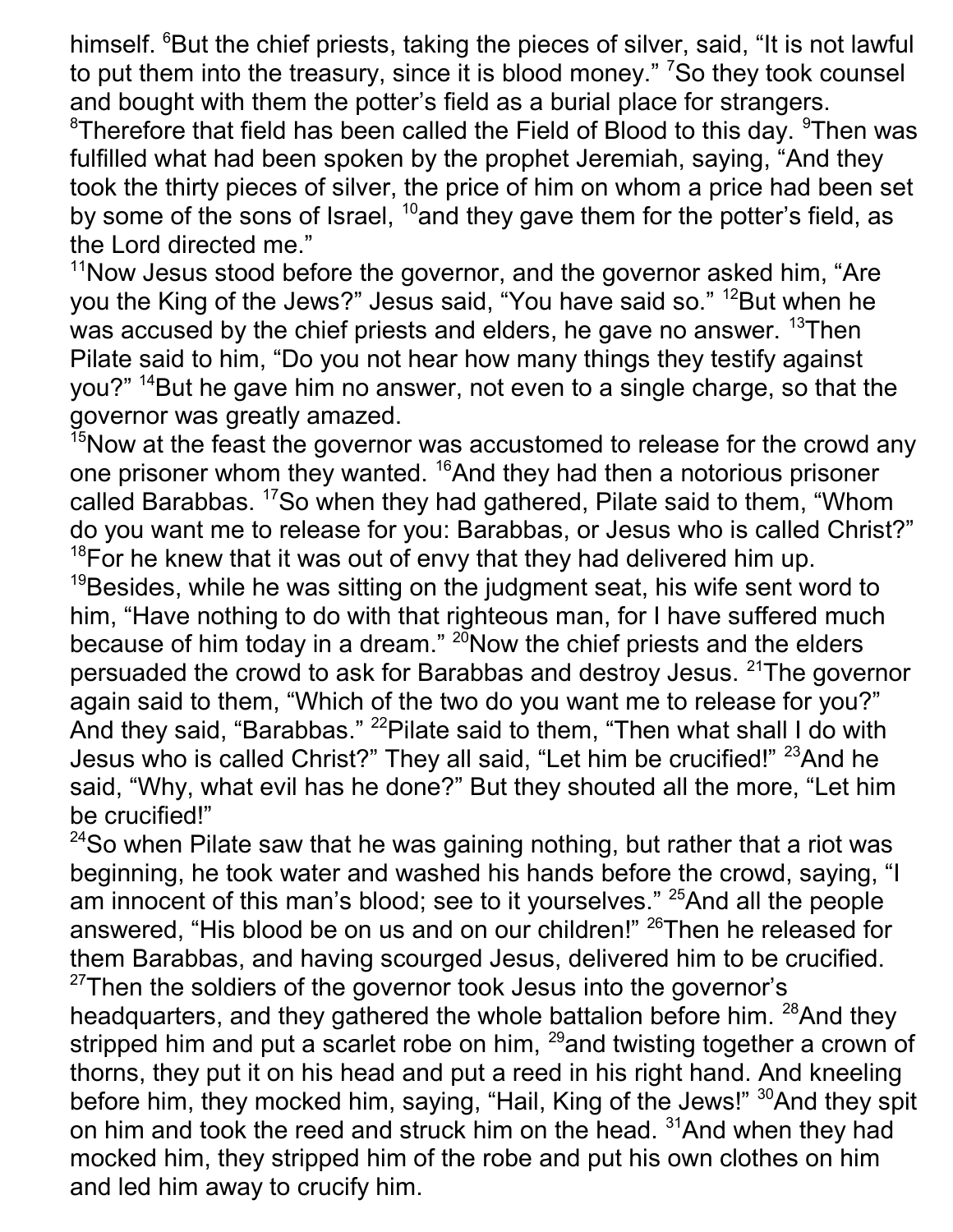himself. [6]But the chief priests, taking the pieces of silver, said, “It is not lawful to put them into the treasury, since it is blood money.” [7]So they took counsel and bought with them the potter’s field as a burial place for strangers. [8]Therefore that field has been called the Field of Blood to this day. [9]Then was fulfilled what had been spoken by the prophet Jeremiah, saying, “And they took the thirty pieces of silver, the price of him on whom a price had been set by some of the sons of Israel, [10]and they gave them for the potter’s field, as the Lord directed me.”

[11]Now Jesus stood before the governor, and the governor asked him, “Are you the King of the Jews?” Jesus said, “You have said so.” [12]But when he was accused by the chief priests and elders, he gave no answer. [13]Then Pilate said to him, “Do you not hear how many things they testify against you?” [14]But he gave him no answer, not even to a single charge, so that the governor was greatly amazed.

[15]Now at the feast the governor was accustomed to release for the crowd any one prisoner whom they wanted. [16]And they had then a notorious prisoner called Barabbas. [17]So when they had gathered, Pilate said to them, “Whom do you want me to release for you: Barabbas, or Jesus who is called Christ?” [18]For he knew that it was out of envy that they had delivered him up. [19]Besides, while he was sitting on the judgment seat, his wife sent word to him, “Have nothing to do with that righteous man, for I have suffered much because of him today in a dream.” [20]Now the chief priests and the elders persuaded the crowd to ask for Barabbas and destroy Jesus. [21]The governor again said to them, “Which of the two do you want me to release for you?” And they said, “Barabbas.” [22]Pilate said to them, “Then what shall I do with Jesus who is called Christ?” They all said, “Let him be crucified!” [23]And he said, “Why, what evil has he done?” But they shouted all the more, “Let him be crucified!”

[24]So when Pilate saw that he was gaining nothing, but rather that a riot was beginning, he took water and washed his hands before the crowd, saying, “I am innocent of this man’s blood; see to it yourselves.” [25]And all the people answered, “His blood be on us and on our children!” [26]Then he released for them Barabbas, and having scourged Jesus, delivered him to be crucified. [27]Then the soldiers of the governor took Jesus into the governor’s headquarters, and they gathered the whole battalion before him. [28]And they stripped him and put a scarlet robe on him, [29]and twisting together a crown of thorns, they put it on his head and put a reed in his right hand. And kneeling before him, they mocked him, saying, “Hail, King of the Jews!” [30]And they spit on him and took the reed and struck him on the head. [31]And when they had mocked him, they stripped him of the robe and put his own clothes on him and led him away to crucify him.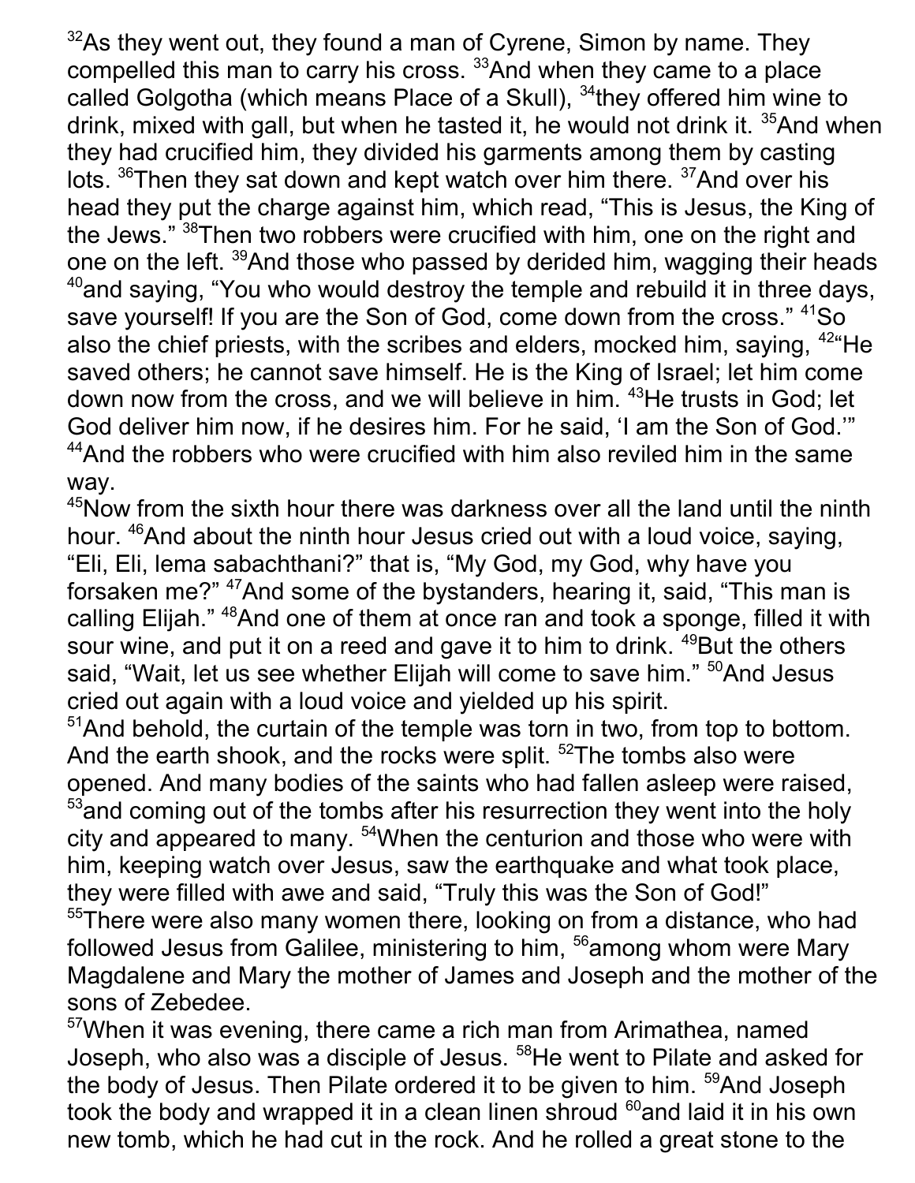[32]As they went out, they found a man of Cyrene, Simon by name. They compelled this man to carry his cross. [33]And when they came to a place called Golgotha (which means Place of a Skull), [34]they offered him wine to drink, mixed with gall, but when he tasted it, he would not drink it. [35]And when they had crucified him, they divided his garments among them by casting lots. [36]Then they sat down and kept watch over him there. [37]And over his head they put the charge against him, which read, “This is Jesus, the King of the Jews.” [38]Then two robbers were crucified with him, one on the right and one on the left. [39]And those who passed by derided him, wagging their heads [40]and saying, “You who would destroy the temple and rebuild it in three days, save yourself! If you are the Son of God, come down from the cross.” [41]So also the chief priests, with the scribes and elders, mocked him, saying, [42]“He saved others; he cannot save himself. He is the King of Israel; let him come down now from the cross, and we will believe in him. [43]He trusts in God; let God deliver him now, if he desires him. For he said, ‘I am the Son of God.’” [44]And the robbers who were crucified with him also reviled him in the same way.

[45]Now from the sixth hour there was darkness over all the land until the ninth hour. [46]And about the ninth hour Jesus cried out with a loud voice, saying, “Eli, Eli, lema sabachthani?” that is, “My God, my God, why have you forsaken me?” [47]And some of the bystanders, hearing it, said, “This man is calling Elijah.” [48]And one of them at once ran and took a sponge, filled it with sour wine, and put it on a reed and gave it to him to drink. [49]But the others said, “Wait, let us see whether Elijah will come to save him.” [50]And Jesus cried out again with a loud voice and yielded up his spirit.

[51]And behold, the curtain of the temple was torn in two, from top to bottom. And the earth shook, and the rocks were split. [52]The tombs also were opened. And many bodies of the saints who had fallen asleep were raised, [53]and coming out of the tombs after his resurrection they went into the holy city and appeared to many. [54]When the centurion and those who were with him, keeping watch over Jesus, saw the earthquake and what took place, they were filled with awe and said, “Truly this was the Son of God!”

[55]There were also many women there, looking on from a distance, who had followed Jesus from Galilee, ministering to him, [56]among whom were Mary Magdalene and Mary the mother of James and Joseph and the mother of the sons of Zebedee.

[57]When it was evening, there came a rich man from Arimathea, named Joseph, who also was a disciple of Jesus. [58]He went to Pilate and asked for the body of Jesus. Then Pilate ordered it to be given to him. [59]And Joseph took the body and wrapped it in a clean linen shroud [60]and laid it in his own new tomb, which he had cut in the rock. And he rolled a great stone to the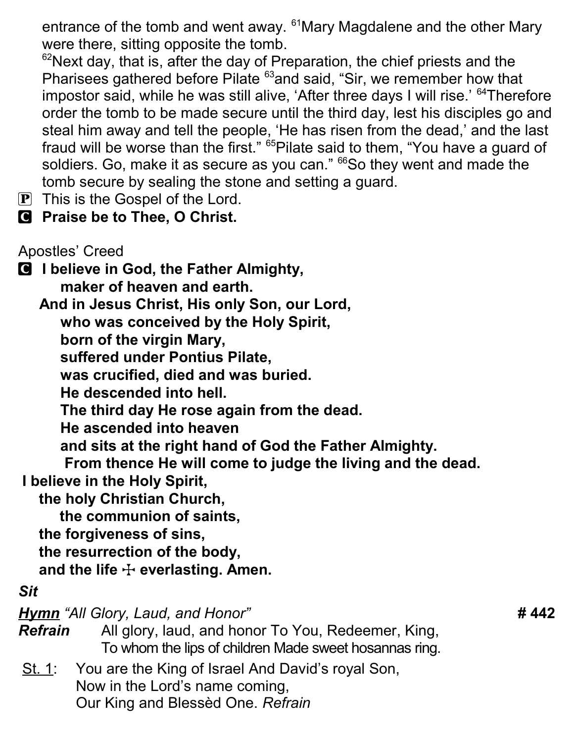entrance of the tomb and went away. [61]Mary Magdalene and the other Mary were there, sitting opposite the tomb.

[62]Next day, that is, after the day of Preparation, the chief priests and the Pharisees gathered before Pilate [63]and said, "Sir, we remember how that impostor said, while he was still alive, 'After three days I will rise.' [64]Therefore order the tomb to be made secure until the third day, lest his disciples go and steal him away and tell the people, 'He has risen from the dead,' and the last fraud will be worse than the first." [65]Pilate said to them, "You have a guard of soldiers. Go, make it as secure as you can." [66]So they went and made the tomb secure by sealing the stone and setting a guard.

P This is the Gospel of the Lord.

C **Praise be to Thee, O Christ.**

Apostles' Creed

C **I believe in God, the Father Almighty,**
**maker of heaven and earth.**
**And in Jesus Christ, His only Son, our Lord,**
**who was conceived by the Holy Spirit,**
**born of the virgin Mary,**
**suffered under Pontius Pilate,**
**was crucified, died and was buried.**
**He descended into hell.**
**The third day He rose again from the dead.**
**He ascended into heaven**
**and sits at the right hand of God the Father Almighty.**
**From thence He will come to judge the living and the dead.**
**I believe in the Holy Spirit,**
**the holy Christian Church,**
**the communion of saints,**
**the forgiveness of sins,**
**the resurrection of the body,**
**and the life ☩ everlasting. Amen.**

***Sit***

***Hymn*** *"All Glory, Laud, and Honor"* **# 442**

***Refrain*** All glory, laud, and honor To You, Redeemer, King,
To whom the lips of children Made sweet hosannas ring.

St. 1: You are the King of Israel And David's royal Son,
Now in the Lord's name coming,
Our King and Blessèd One. *Refrain*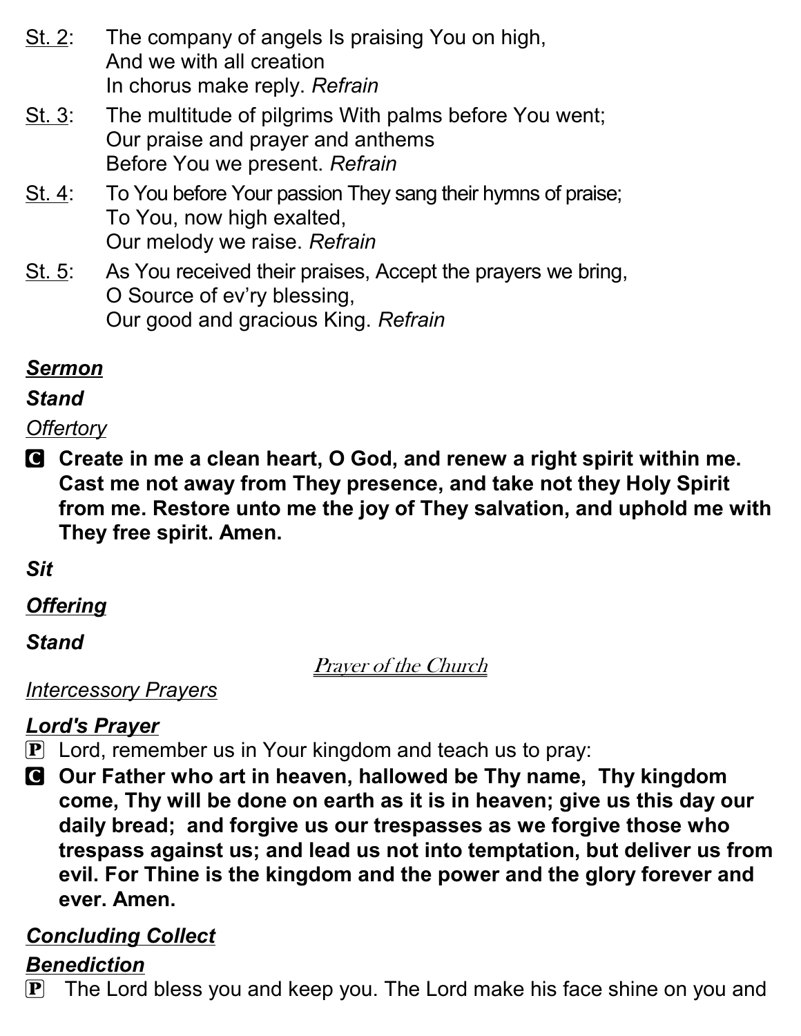St. 2: The company of angels Is praising You on high,
And we with all creation
In chorus make reply. *Refrain*

St. 3: The multitude of pilgrims With palms before You went;
Our praise and prayer and anthems
Before You we present. *Refrain*

St. 4: To You before Your passion They sang their hymns of praise;
To You, now high exalted,
Our melody we raise. *Refrain*

St. 5: As You received their praises, Accept the prayers we bring,
O Source of ev'ry blessing,
Our good and gracious King. *Refrain*

***Sermon***

***Stand***

*Offertory*

C **Create in me a clean heart, O God, and renew a right spirit within me. Cast me not away from They presence, and take not they Holy Spirit from me. Restore unto me the joy of They salvation, and uphold me with They free spirit. Amen.**

***Sit***

***Offering***

***Stand***

*Prayer of the Church*

*Intercessory Prayers*

***Lord's Prayer***

P Lord, remember us in Your kingdom and teach us to pray:

C **Our Father who art in heaven, hallowed be Thy name, Thy kingdom come, Thy will be done on earth as it is in heaven; give us this day our daily bread; and forgive us our trespasses as we forgive those who trespass against us; and lead us not into temptation, but deliver us from evil. For Thine is the kingdom and the power and the glory forever and ever. Amen.**

***Concluding Collect***

***Benediction***

P The Lord bless you and keep you. The Lord make his face shine on you and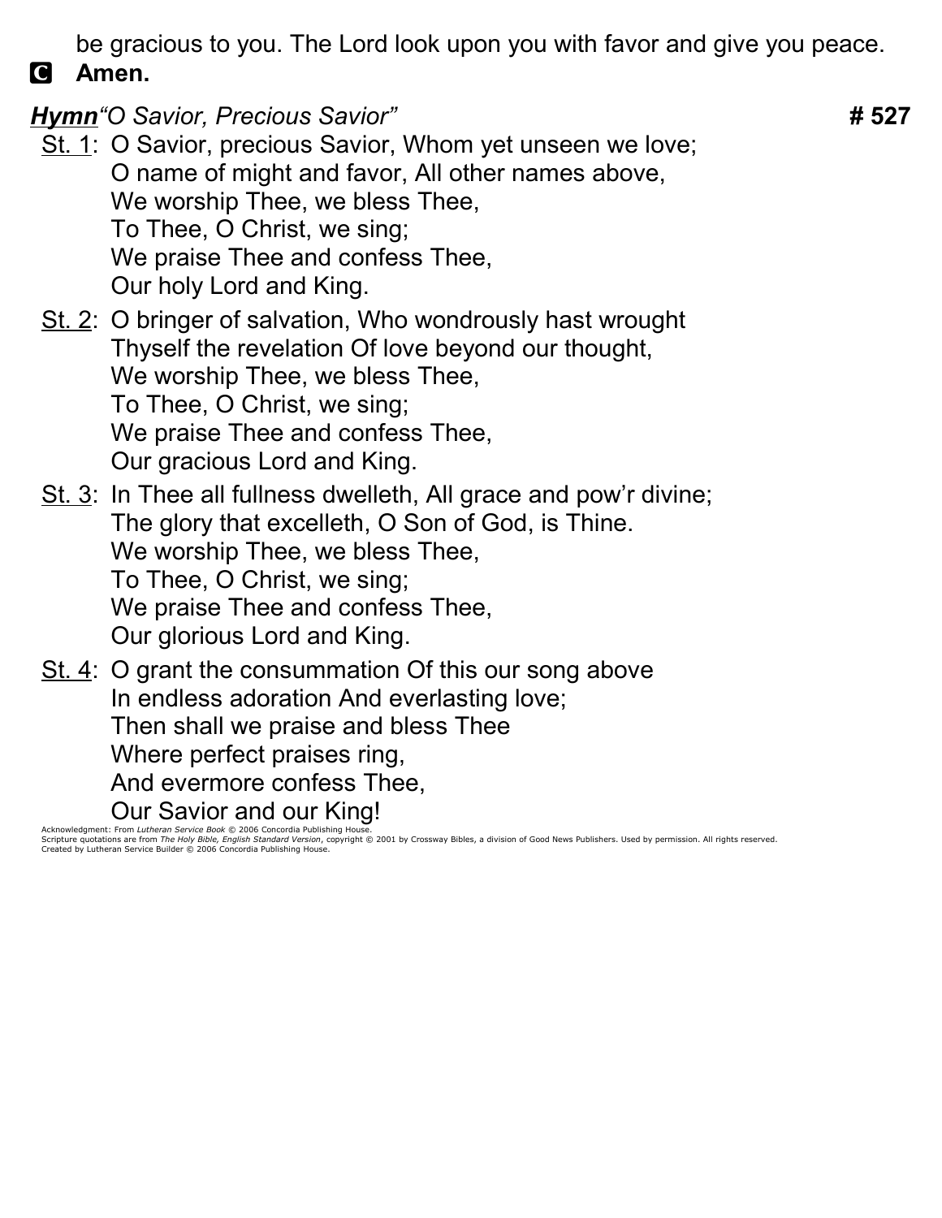be gracious to you. The Lord look upon you with favor and give you peace.

**C** **Amen.**

***Hymn*** *"O Savior, Precious Savior"* **# 527**

St. 1: O Savior, precious Savior, Whom yet unseen we love;
O name of might and favor, All other names above,
We worship Thee, we bless Thee,
To Thee, O Christ, we sing;
We praise Thee and confess Thee,
Our holy Lord and King.

St. 2: O bringer of salvation, Who wondrously hast wrought
Thyself the revelation Of love beyond our thought,
We worship Thee, we bless Thee,
To Thee, O Christ, we sing;
We praise Thee and confess Thee,
Our gracious Lord and King.

St. 3: In Thee all fullness dwelleth, All grace and pow'r divine;
The glory that excelleth, O Son of God, is Thine.
We worship Thee, we bless Thee,
To Thee, O Christ, we sing;
We praise Thee and confess Thee,
Our glorious Lord and King.

St. 4: O grant the consummation Of this our song above
In endless adoration And everlasting love;
Then shall we praise and bless Thee
Where perfect praises ring,
And evermore confess Thee,
Our Savior and our King!

Acknowledgment: From *Lutheran Service Book* © 2006 Concordia Publishing House.
Scripture quotations are from *The Holy Bible, English Standard Version*, copyright © 2001 by Crossway Bibles, a division of Good News Publishers. Used by permission. All rights reserved.
Created by Lutheran Service Builder © 2006 Concordia Publishing House.